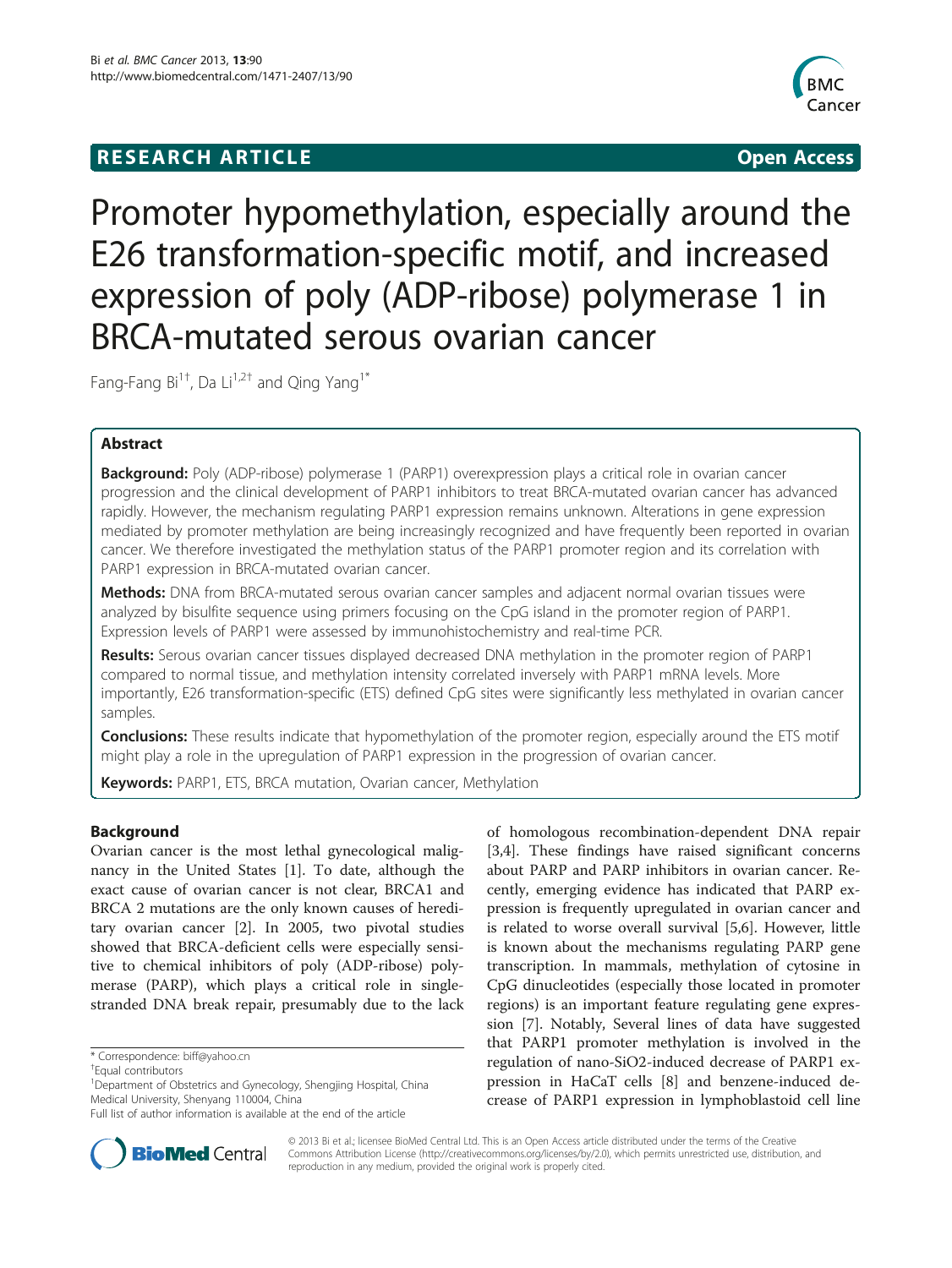**RESEARCH ARTICLE** **Open Access**

# Promoter hypomethylation, especially around the E26 transformation-specific motif, and increased expression of poly (ADP-ribose) polymerase 1 in BRCA-mutated serous ovarian cancer

Fang-Fang Bi[1†], Da Li[1,2†] and Qing Yang[1*]

## Abstract

**Background:** Poly (ADP-ribose) polymerase 1 (PARP1) overexpression plays a critical role in ovarian cancer progression and the clinical development of PARP1 inhibitors to treat BRCA-mutated ovarian cancer has advanced rapidly. However, the mechanism regulating PARP1 expression remains unknown. Alterations in gene expression mediated by promoter methylation are being increasingly recognized and have frequently been reported in ovarian cancer. We therefore investigated the methylation status of the PARP1 promoter region and its correlation with PARP1 expression in BRCA-mutated ovarian cancer.

**Methods:** DNA from BRCA-mutated serous ovarian cancer samples and adjacent normal ovarian tissues were analyzed by bisulfite sequence using primers focusing on the CpG island in the promoter region of PARP1. Expression levels of PARP1 were assessed by immunohistochemistry and real-time PCR.

**Results:** Serous ovarian cancer tissues displayed decreased DNA methylation in the promoter region of PARP1 compared to normal tissue, and methylation intensity correlated inversely with PARP1 mRNA levels. More importantly, E26 transformation-specific (ETS) defined CpG sites were significantly less methylated in ovarian cancer samples.

**Conclusions:** These results indicate that hypomethylation of the promoter region, especially around the ETS motif might play a role in the upregulation of PARP1 expression in the progression of ovarian cancer.

**Keywords:** PARP1, ETS, BRCA mutation, Ovarian cancer, Methylation

## Background

Ovarian cancer is the most lethal gynecological malignancy in the United States [1]. To date, although the exact cause of ovarian cancer is not clear, BRCA1 and BRCA 2 mutations are the only known causes of hereditary ovarian cancer [2]. In 2005, two pivotal studies showed that BRCA-deficient cells were especially sensitive to chemical inhibitors of poly (ADP-ribose) polymerase (PARP), which plays a critical role in single-stranded DNA break repair, presumably due to the lack of homologous recombination-dependent DNA repair [3,4]. These findings have raised significant concerns about PARP and PARP inhibitors in ovarian cancer. Recently, emerging evidence has indicated that PARP expression is frequently upregulated in ovarian cancer and is related to worse overall survival [5,6]. However, little is known about the mechanisms regulating PARP gene transcription. In mammals, methylation of cytosine in CpG dinucleotides (especially those located in promoter regions) is an important feature regulating gene expression [7]. Notably, Several lines of data have suggested that PARP1 promoter methylation is involved in the regulation of nano-$SiO_2$-induced decrease of PARP1 expression in HaCaT cells [8] and benzene-induced decrease of PARP1 expression in lymphoblastoid cell line

\* Correspondence: biff@yahoo.cn

†Equal contributors

[1]Department of Obstetrics and Gynecology, Shengjing Hospital, China Medical University, Shenyang 110004, China

Full list of author information is available at the end of the article

© 2013 Bi et al.; licensee BioMed Central Ltd. This is an Open Access article distributed under the terms of the Creative Commons Attribution License (http://creativecommons.org/licenses/by/2.0), which permits unrestricted use, distribution, and reproduction in any medium, provided the original work is properly cited.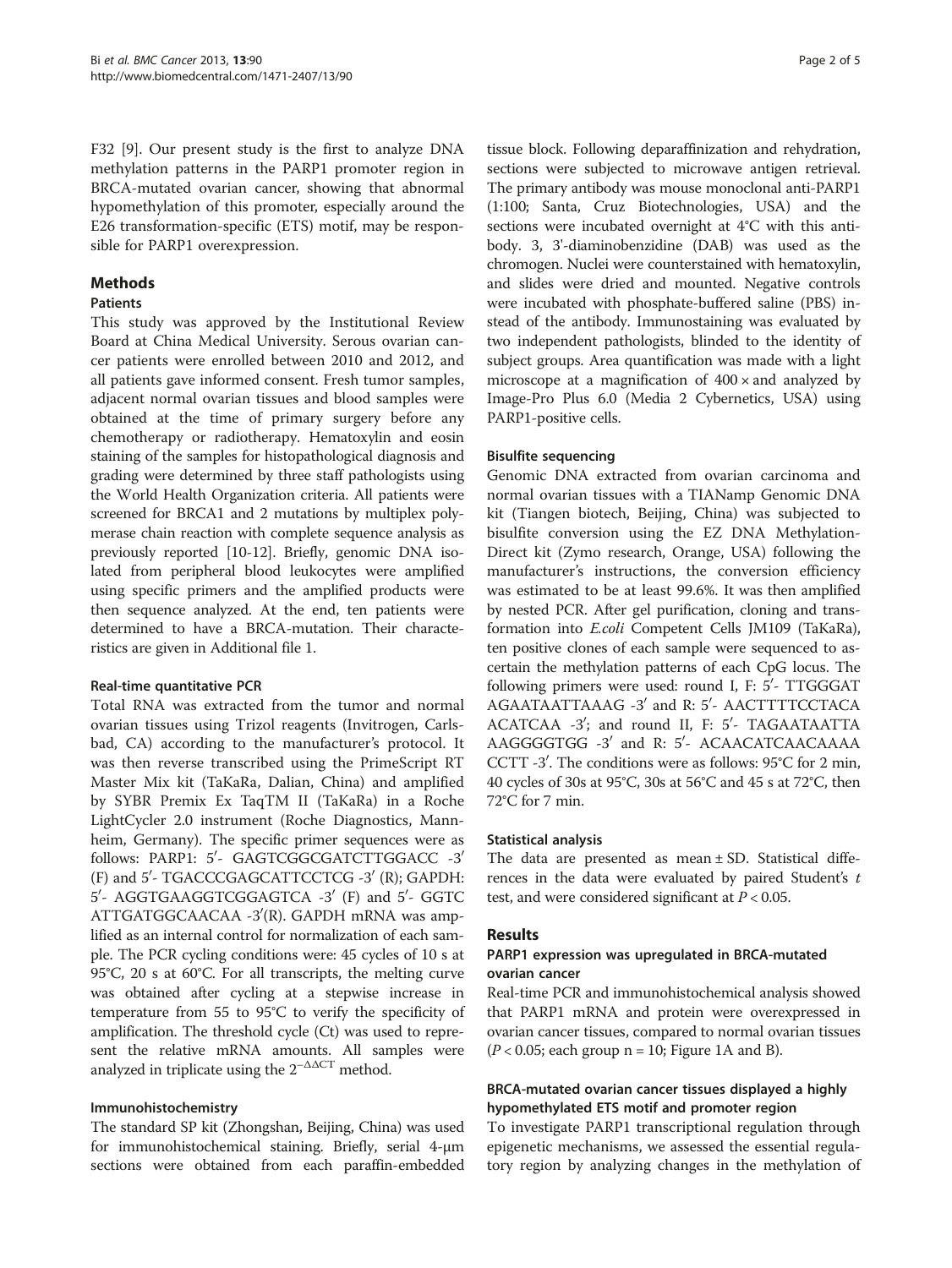F32 [9]. Our present study is the first to analyze DNA methylation patterns in the PARP1 promoter region in BRCA-mutated ovarian cancer, showing that abnormal hypomethylation of this promoter, especially around the E26 transformation-specific (ETS) motif, may be responsible for PARP1 overexpression.

## Methods

### Patients

This study was approved by the Institutional Review Board at China Medical University. Serous ovarian cancer patients were enrolled between 2010 and 2012, and all patients gave informed consent. Fresh tumor samples, adjacent normal ovarian tissues and blood samples were obtained at the time of primary surgery before any chemotherapy or radiotherapy. Hematoxylin and eosin staining of the samples for histopathological diagnosis and grading were determined by three staff pathologists using the World Health Organization criteria. All patients were screened for BRCA1 and 2 mutations by multiplex polymerase chain reaction with complete sequence analysis as previously reported [10-12]. Briefly, genomic DNA isolated from peripheral blood leukocytes were amplified using specific primers and the amplified products were then sequence analyzed. At the end, ten patients were determined to have a BRCA-mutation. Their characteristics are given in Additional file 1.

### Real-time quantitative PCR

Total RNA was extracted from the tumor and normal ovarian tissues using Trizol reagents (Invitrogen, Carlsbad, CA) according to the manufacturer's protocol. It was then reverse transcribed using the PrimeScript RT Master Mix kit (TaKaRa, Dalian, China) and amplified by SYBR Premix Ex TaqTM II (TaKaRa) in a Roche LightCycler 2.0 instrument (Roche Diagnostics, Mannheim, Germany). The specific primer sequences were as follows: PARP1: 5′- GAGTCGGCGATCTTGGACC -3′ (F) and 5′- TGACCCGAGCATTCCTCG -3′ (R); GAPDH: 5′- AGGTGAAGGTCGGAGTCA -3′ (F) and 5′- GGTCATTGATGGCAACAA -3′(R). GAPDH mRNA was amplified as an internal control for normalization of each sample. The PCR cycling conditions were: 45 cycles of 10 s at 95°C, 20 s at 60°C. For all transcripts, the melting curve was obtained after cycling at a stepwise increase in temperature from 55 to 95°C to verify the specificity of amplification. The threshold cycle (Ct) was used to represent the relative mRNA amounts. All samples were analyzed in triplicate using the $2^{-\Delta\Delta CT}$ method.

### Immunohistochemistry

The standard SP kit (Zhongshan, Beijing, China) was used for immunohistochemical staining. Briefly, serial 4-μm sections were obtained from each paraffin-embedded tissue block. Following deparaffinization and rehydration, sections were subjected to microwave antigen retrieval. The primary antibody was mouse monoclonal anti-PARP1 (1:100; Santa, Cruz Biotechnologies, USA) and the sections were incubated overnight at 4°C with this antibody. 3, 3'-diaminobenzidine (DAB) was used as the chromogen. Nuclei were counterstained with hematoxylin, and slides were dried and mounted. Negative controls were incubated with phosphate-buffered saline (PBS) instead of the antibody. Immunostaining was evaluated by two independent pathologists, blinded to the identity of subject groups. Area quantification was made with a light microscope at a magnification of 400 × and analyzed by Image-Pro Plus 6.0 (Media 2 Cybernetics, USA) using PARP1-positive cells.

### Bisulfite sequencing

Genomic DNA extracted from ovarian carcinoma and normal ovarian tissues with a TIANamp Genomic DNA kit (Tiangen biotech, Beijing, China) was subjected to bisulfite conversion using the EZ DNA Methylation-Direct kit (Zymo research, Orange, USA) following the manufacturer's instructions, the conversion efficiency was estimated to be at least 99.6%. It was then amplified by nested PCR. After gel purification, cloning and transformation into *E.coli* Competent Cells JM109 (TaKaRa), ten positive clones of each sample were sequenced to ascertain the methylation patterns of each CpG locus. The following primers were used: round I, F: 5′- TTGGGAT AGAATAATTAAAG -3′ and R: 5′- AACTTTTCCTACA ACATCAA -3′; and round II, F: 5′- TAGAATAATTA AAGGGGTGG -3′ and R: 5′- ACAACATCAACAAAA CCTT -3′. The conditions were as follows: 95°C for 2 min, 40 cycles of 30s at 95°C, 30s at 56°C and 45 s at 72°C, then 72°C for 7 min.

### Statistical analysis

The data are presented as mean ± SD. Statistical differences in the data were evaluated by paired Student's $t$ test, and were considered significant at $P < 0.05$.

## Results

### PARP1 expression was upregulated in BRCA-mutated ovarian cancer

Real-time PCR and immunohistochemical analysis showed that PARP1 mRNA and protein were overexpressed in ovarian cancer tissues, compared to normal ovarian tissues ($P < 0.05$; each group n = 10; Figure 1A and B).

### BRCA-mutated ovarian cancer tissues displayed a highly hypomethylated ETS motif and promoter region

To investigate PARP1 transcriptional regulation through epigenetic mechanisms, we assessed the essential regulatory region by analyzing changes in the methylation of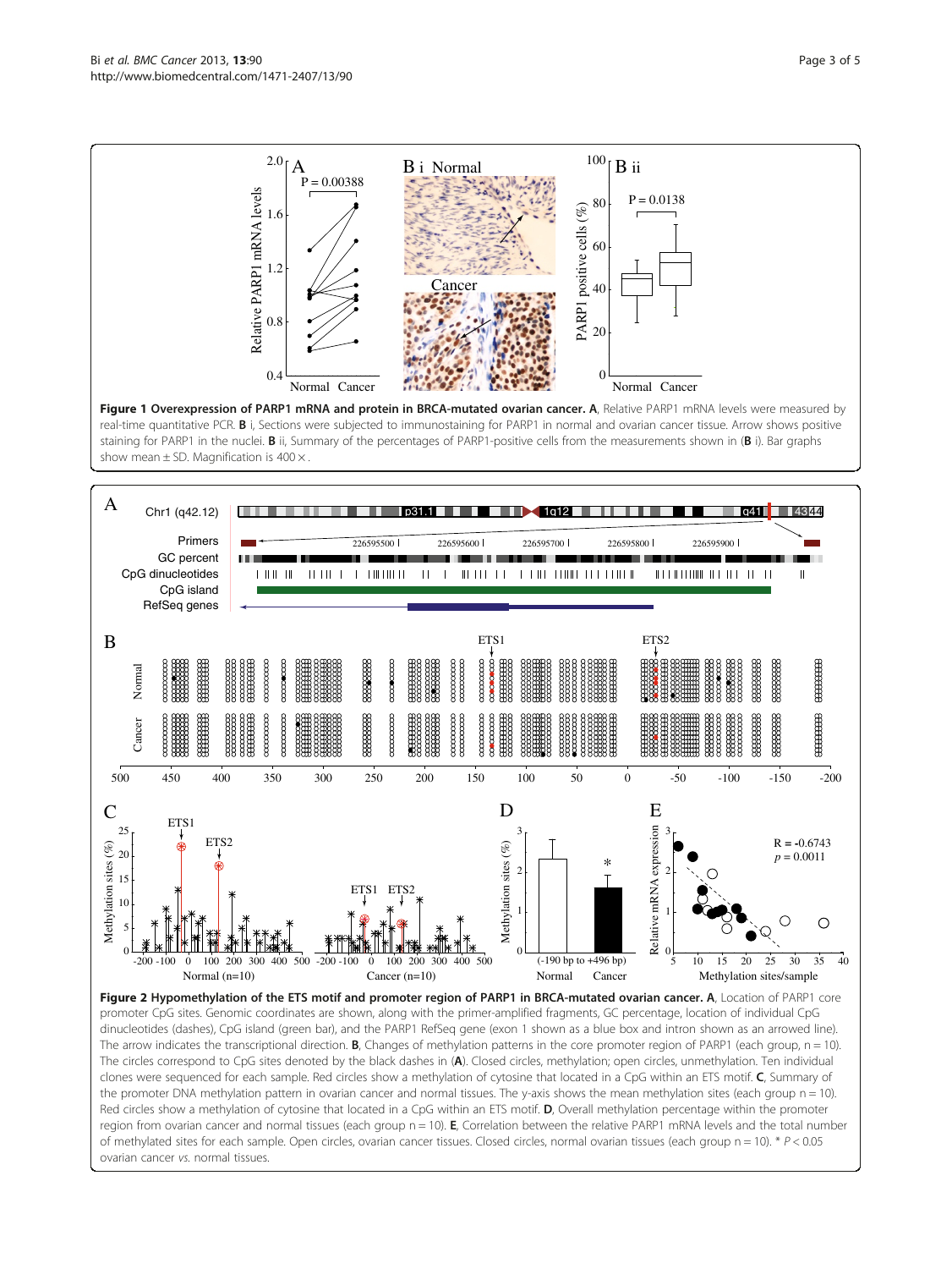**Figure 1 Overexpression of PARP1 mRNA and protein in BRCA-mutated ovarian cancer. A**, Relative PARP1 mRNA levels were measured by real-time quantitative PCR. **B** i, Sections were subjected to immunostaining for PARP1 in normal and ovarian cancer tissue. Arrow shows positive staining for PARP1 in the nuclei. **B** ii, Summary of the percentages of PARP1-positive cells from the measurements shown in (**B** i). Bar graphs show mean ± SD. Magnification is 400×.

**Figure 2 Hypomethylation of the ETS motif and promoter region of PARP1 in BRCA-mutated ovarian cancer. A**, Location of PARP1 core promoter CpG sites. Genomic coordinates are shown, along with the primer-amplified fragments, GC percentage, location of individual CpG dinucleotides (dashes), CpG island (green bar), and the PARP1 RefSeq gene (exon 1 shown as a blue box and intron shown as an arrowed line). The arrow indicates the transcriptional direction. **B**, Changes of methylation patterns in the core promoter region of PARP1 (each group, n = 10). The circles correspond to CpG sites denoted by the black dashes in (**A**). Closed circles, methylation; open circles, unmethylation. Ten individual clones were sequenced for each sample. Red circles show a methylation of cytosine that located in a CpG within an ETS motif. **C**, Summary of the promoter DNA methylation pattern in ovarian cancer and normal tissues. The y-axis shows the mean methylation sites (each group n = 10). Red circles show a methylation of cytosine that located in a CpG within an ETS motif. **D**, Overall methylation percentage within the promoter region from ovarian cancer and normal tissues (each group n = 10). **E**, Correlation between the relative PARP1 mRNA levels and the total number of methylated sites for each sample. Open circles, ovarian cancer tissues. Closed circles, normal ovarian tissues (each group n = 10). * $P < 0.05$ ovarian cancer *vs.* normal tissues.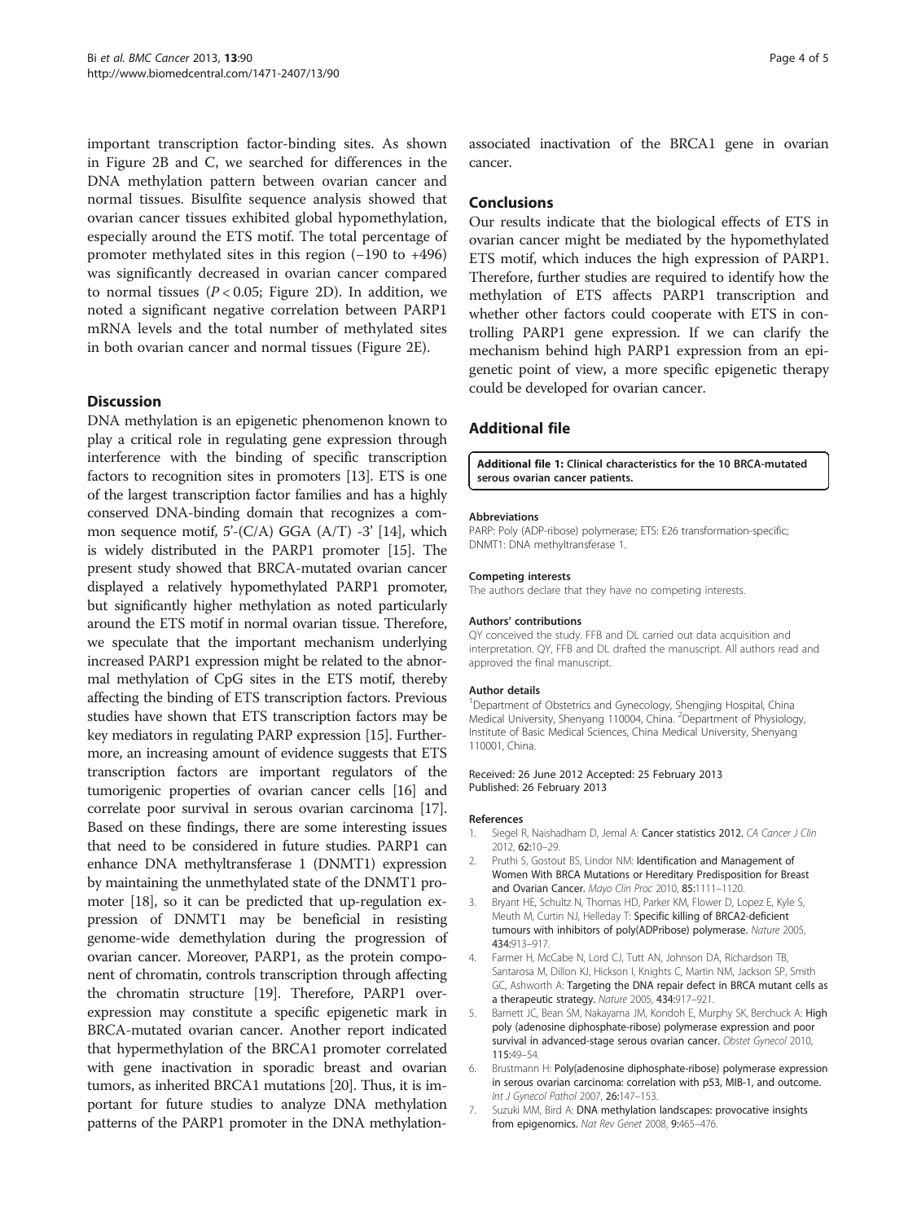important transcription factor-binding sites. As shown in Figure 2B and C, we searched for differences in the DNA methylation pattern between ovarian cancer and normal tissues. Bisulfite sequence analysis showed that ovarian cancer tissues exhibited global hypomethylation, especially around the ETS motif. The total percentage of promoter methylated sites in this region (−190 to +496) was significantly decreased in ovarian cancer compared to normal tissues ($P < 0.05$; Figure 2D). In addition, we noted a significant negative correlation between PARP1 mRNA levels and the total number of methylated sites in both ovarian cancer and normal tissues (Figure 2E).

## Discussion

DNA methylation is an epigenetic phenomenon known to play a critical role in regulating gene expression through interference with the binding of specific transcription factors to recognition sites in promoters [13]. ETS is one of the largest transcription factor families and has a highly conserved DNA-binding domain that recognizes a common sequence motif, 5'-(C/A) GGA (A/T) -3' [14], which is widely distributed in the PARP1 promoter [15]. The present study showed that BRCA-mutated ovarian cancer displayed a relatively hypomethylated PARP1 promoter, but significantly higher methylation as noted particularly around the ETS motif in normal ovarian tissue. Therefore, we speculate that the important mechanism underlying increased PARP1 expression might be related to the abnormal methylation of CpG sites in the ETS motif, thereby affecting the binding of ETS transcription factors. Previous studies have shown that ETS transcription factors may be key mediators in regulating PARP expression [15]. Furthermore, an increasing amount of evidence suggests that ETS transcription factors are important regulators of the tumorigenic properties of ovarian cancer cells [16] and correlate poor survival in serous ovarian carcinoma [17]. Based on these findings, there are some interesting issues that need to be considered in future studies. PARP1 can enhance DNA methyltransferase 1 (DNMT1) expression by maintaining the unmethylated state of the DNMT1 promoter [18], so it can be predicted that up-regulation expression of DNMT1 may be beneficial in resisting genome-wide demethylation during the progression of ovarian cancer. Moreover, PARP1, as the protein component of chromatin, controls transcription through affecting the chromatin structure [19]. Therefore, PARP1 overexpression may constitute a specific epigenetic mark in BRCA-mutated ovarian cancer. Another report indicated that hypermethylation of the BRCA1 promoter correlated with gene inactivation in sporadic breast and ovarian tumors, as inherited BRCA1 mutations [20]. Thus, it is important for future studies to analyze DNA methylation patterns of the PARP1 promoter in the DNA methylation-associated inactivation of the BRCA1 gene in ovarian cancer.

## Conclusions

Our results indicate that the biological effects of ETS in ovarian cancer might be mediated by the hypomethylated ETS motif, which induces the high expression of PARP1. Therefore, further studies are required to identify how the methylation of ETS affects PARP1 transcription and whether other factors could cooperate with ETS in controlling PARP1 gene expression. If we can clarify the mechanism behind high PARP1 expression from an epigenetic point of view, a more specific epigenetic therapy could be developed for ovarian cancer.

## Additional file

**Additional file 1: Clinical characteristics for the 10 BRCA-mutated serous ovarian cancer patients.**

#### Abbreviations

PARP: Poly (ADP-ribose) polymerase; ETS: E26 transformation-specific; DNMT1: DNA methyltransferase 1.

#### Competing interests

The authors declare that they have no competing interests.

#### Authors' contributions

QY conceived the study. FFB and DL carried out data acquisition and interpretation. QY, FFB and DL drafted the manuscript. All authors read and approved the final manuscript.

#### Author details

[1]Department of Obstetrics and Gynecology, Shengjing Hospital, China Medical University, Shenyang 110004, China. [2]Department of Physiology, Institute of Basic Medical Sciences, China Medical University, Shenyang 110001, China.

Received: 26 June 2012 Accepted: 25 February 2013
Published: 26 February 2013

#### References

1. Siegel R, Naishadham D, Jemal A: **Cancer statistics 2012.** *CA Cancer J Clin* 2012, **62:**10–29.
2. Pruthi S, Gostout BS, Lindor NM: **Identification and Management of Women With BRCA Mutations or Hereditary Predisposition for Breast and Ovarian Cancer.** *Mayo Clin Proc* 2010, **85:**1111–1120.
3. Bryant HE, Schultz N, Thomas HD, Parker KM, Flower D, Lopez E, Kyle S, Meuth M, Curtin NJ, Helleday T: **Specific killing of BRCA2-deficient tumours with inhibitors of poly(ADPribose) polymerase.** *Nature* 2005, **434:**913–917.
4. Farmer H, McCabe N, Lord CJ, Tutt AN, Johnson DA, Richardson TB, Santarosa M, Dillon KJ, Hickson I, Knights C, Martin NM, Jackson SP, Smith GC, Ashworth A: **Targeting the DNA repair defect in BRCA mutant cells as a therapeutic strategy.** *Nature* 2005, **434:**917–921.
5. Barnett JC, Bean SM, Nakayama JM, Kondoh E, Murphy SK, Berchuck A: **High poly (adenosine diphosphate-ribose) polymerase expression and poor survival in advanced-stage serous ovarian cancer.** *Obstet Gynecol* 2010, **115:**49–54.
6. Brustmann H: **Poly(adenosine diphosphate-ribose) polymerase expression in serous ovarian carcinoma: correlation with p53, MIB-1, and outcome.** *Int J Gynecol Pathol* 2007, **26:**147–153.
7. Suzuki MM, Bird A: **DNA methylation landscapes: provocative insights from epigenomics.** *Nat Rev Genet* 2008, **9:**465–476.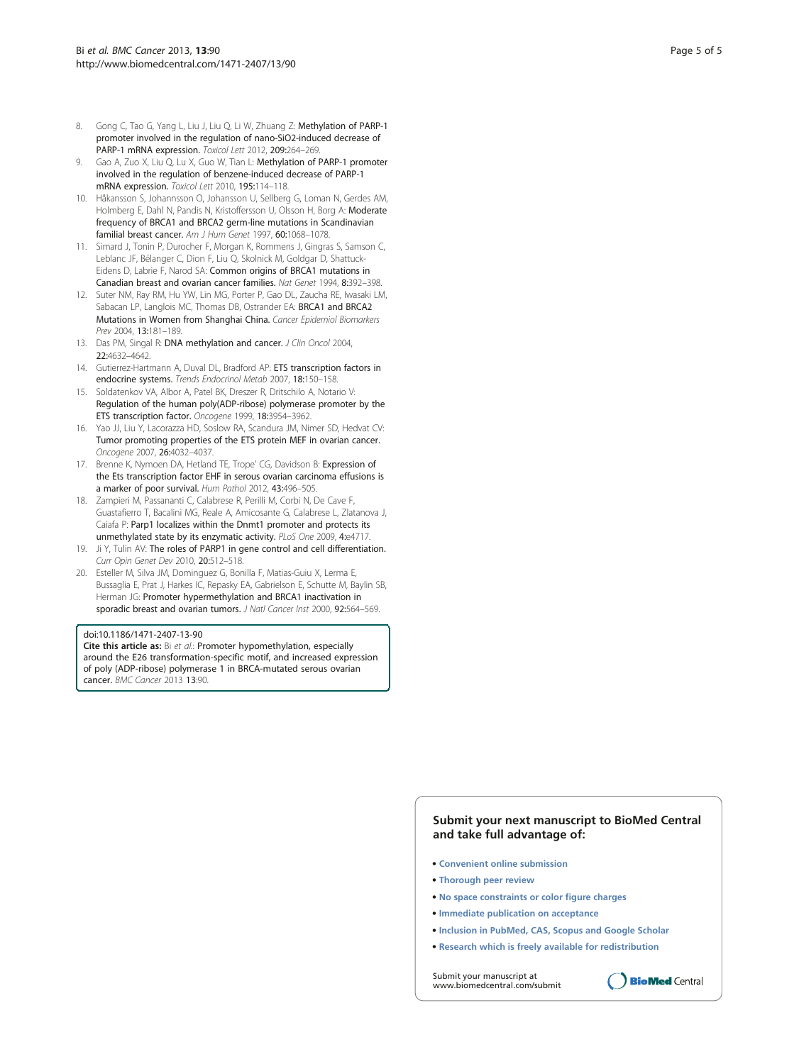8. Gong C, Tao G, Yang L, Liu J, Liu Q, Li W, Zhuang Z: **Methylation of PARP-1 promoter involved in the regulation of nano-SiO2-induced decrease of PARP-1 mRNA expression.** *Toxicol Lett* 2012, **209:**264–269.
9. Gao A, Zuo X, Liu Q, Lu X, Guo W, Tian L: **Methylation of PARP-1 promoter involved in the regulation of benzene-induced decrease of PARP-1 mRNA expression.** *Toxicol Lett* 2010, **195:**114–118.
10. Håkansson S, Johannsson O, Johansson U, Sellberg G, Loman N, Gerdes AM, Holmberg E, Dahl N, Pandis N, Kristoffersson U, Olsson H, Borg A: **Moderate frequency of BRCA1 and BRCA2 germ-line mutations in Scandinavian familial breast cancer.** *Am J Hum Genet* 1997, **60:**1068–1078.
11. Simard J, Tonin P, Durocher F, Morgan K, Rommens J, Gingras S, Samson C, Leblanc JF, Bélanger C, Dion F, Liu Q, Skolnick M, Goldgar D, Shattuck-Eidens D, Labrie F, Narod SA: **Common origins of BRCA1 mutations in Canadian breast and ovarian cancer families.** *Nat Genet* 1994, **8:**392–398.
12. Suter NM, Ray RM, Hu YW, Lin MG, Porter P, Gao DL, Zaucha RE, Iwasaki LM, Sabacan LP, Langlois MC, Thomas DB, Ostrander EA: **BRCA1 and BRCA2 Mutations in Women from Shanghai China.** *Cancer Epidemiol Biomarkers Prev* 2004, **13:**181–189.
13. Das PM, Singal R: **DNA methylation and cancer.** *J Clin Oncol* 2004, **22:**4632–4642.
14. Gutierrez-Hartmann A, Duval DL, Bradford AP: **ETS transcription factors in endocrine systems.** *Trends Endocrinol Metab* 2007, **18:**150–158.
15. Soldatenkov VA, Albor A, Patel BK, Dreszer R, Dritschilo A, Notario V: **Regulation of the human poly(ADP-ribose) polymerase promoter by the ETS transcription factor.** *Oncogene* 1999, **18:**3954–3962.
16. Yao JJ, Liu Y, Lacorazza HD, Soslow RA, Scandura JM, Nimer SD, Hedvat CV: **Tumor promoting properties of the ETS protein MEF in ovarian cancer.** *Oncogene* 2007, **26:**4032–4037.
17. Brenne K, Nymoen DA, Hetland TE, Trope' CG, Davidson B: **Expression of the Ets transcription factor EHF in serous ovarian carcinoma effusions is a marker of poor survival.** *Hum Pathol* 2012, **43:**496–505.
18. Zampieri M, Passananti C, Calabrese R, Perilli M, Corbi N, De Cave F, Guastafierro T, Bacalini MG, Reale A, Amicosante G, Calabrese L, Zlatanova J, Caiafa P: **Parp1 localizes within the Dnmt1 promoter and protects its unmethylated state by its enzymatic activity.** *PLoS One* 2009, **4:**e4717.
19. Ji Y, Tulin AV: **The roles of PARP1 in gene control and cell differentiation.** *Curr Opin Genet Dev* 2010, **20:**512–518.
20. Esteller M, Silva JM, Dominguez G, Bonilla F, Matias-Guiu X, Lerma E, Bussaglia E, Prat J, Harkes IC, Repasky EA, Gabrielson E, Schutte M, Baylin SB, Herman JG: **Promoter hypermethylation and BRCA1 inactivation in sporadic breast and ovarian tumors.** *J Natl Cancer Inst* 2000, **92:**564–569.

doi:10.1186/1471-2407-13-90

**Cite this article as:** Bi *et al.*: Promoter hypomethylation, especially around the E26 transformation-specific motif, and increased expression of poly (ADP-ribose) polymerase 1 in BRCA-mutated serous ovarian cancer. *BMC Cancer* 2013 **13**:90.

**Submit your next manuscript to BioMed Central and take full advantage of:**

- **Convenient online submission**
- **Thorough peer review**
- **No space constraints or color figure charges**
- **Immediate publication on acceptance**
- **Inclusion in PubMed, CAS, Scopus and Google Scholar**
- **Research which is freely available for redistribution**

Submit your manuscript at
www.biomedcentral.com/submit